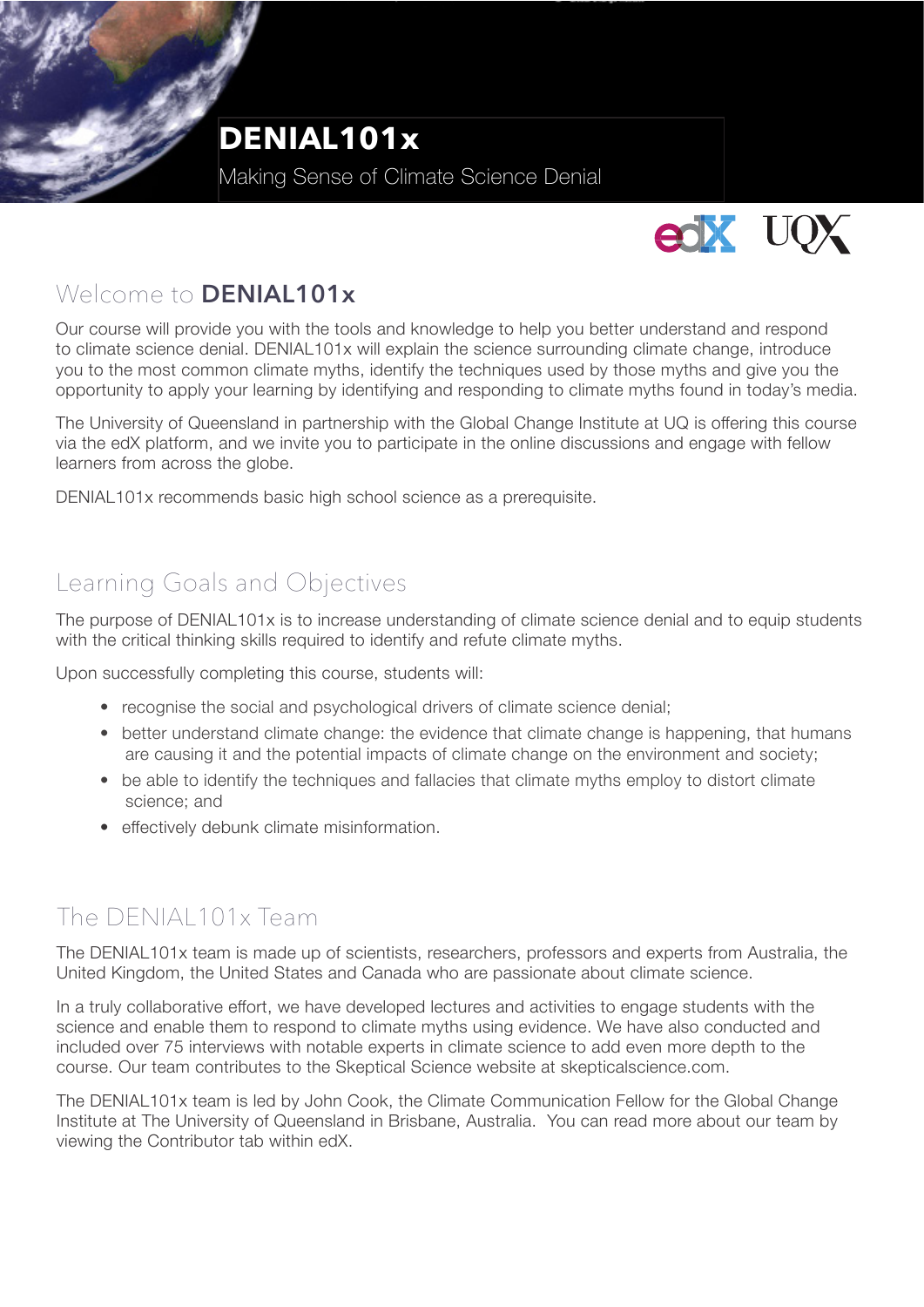# DENIAL101x

Making Sense of Climate Science Denial

## Welcome to **DENIAL101x**

Our course will provide you with the tools and knowledge to help you better understand and respond to climate science denial. DENIAL101x will explain the science surrounding climate change, introduce you to the most common climate myths, identify the techniques used by those myths and give you the opportunity to apply your learning by identifying and responding to climate myths found in today's media.

The University of Queensland in partnership with the Global Change Institute at UQ is offering this course via the edX platform, and we invite you to participate in the online discussions and engage with fellow learners from across the globe.

DENIAL101x recommends basic high school science as a prerequisite.

## Learning Goals and Objectives

The purpose of DENIAL101x is to increase understanding of climate science denial and to equip students with the critical thinking skills required to identify and refute climate myths.

Upon successfully completing this course, students will:

- recognise the social and psychological drivers of climate science denial;
- better understand climate change: the evidence that climate change is happening, that humans are causing it and the potential impacts of climate change on the environment and society;
- be able to identify the techniques and fallacies that climate myths employ to distort climate science; and
- effectively debunk climate misinformation.

## The DENIAL101x Team

The DENIAL101x team is made up of scientists, researchers, professors and experts from Australia, the United Kingdom, the United States and Canada who are passionate about climate science.

In a truly collaborative effort, we have developed lectures and activities to engage students with the science and enable them to respond to climate myths using evidence. We have also conducted and included over 75 interviews with notable experts in climate science to add even more depth to the course. Our team contributes to the Skeptical Science website at skepticalscience.com.

The DENIAL101x team is led by John Cook, the Climate Communication Fellow for the Global Change Institute at The University of Queensland in Brisbane, Australia. You can read more about our team by viewing the Contributor tab within edX.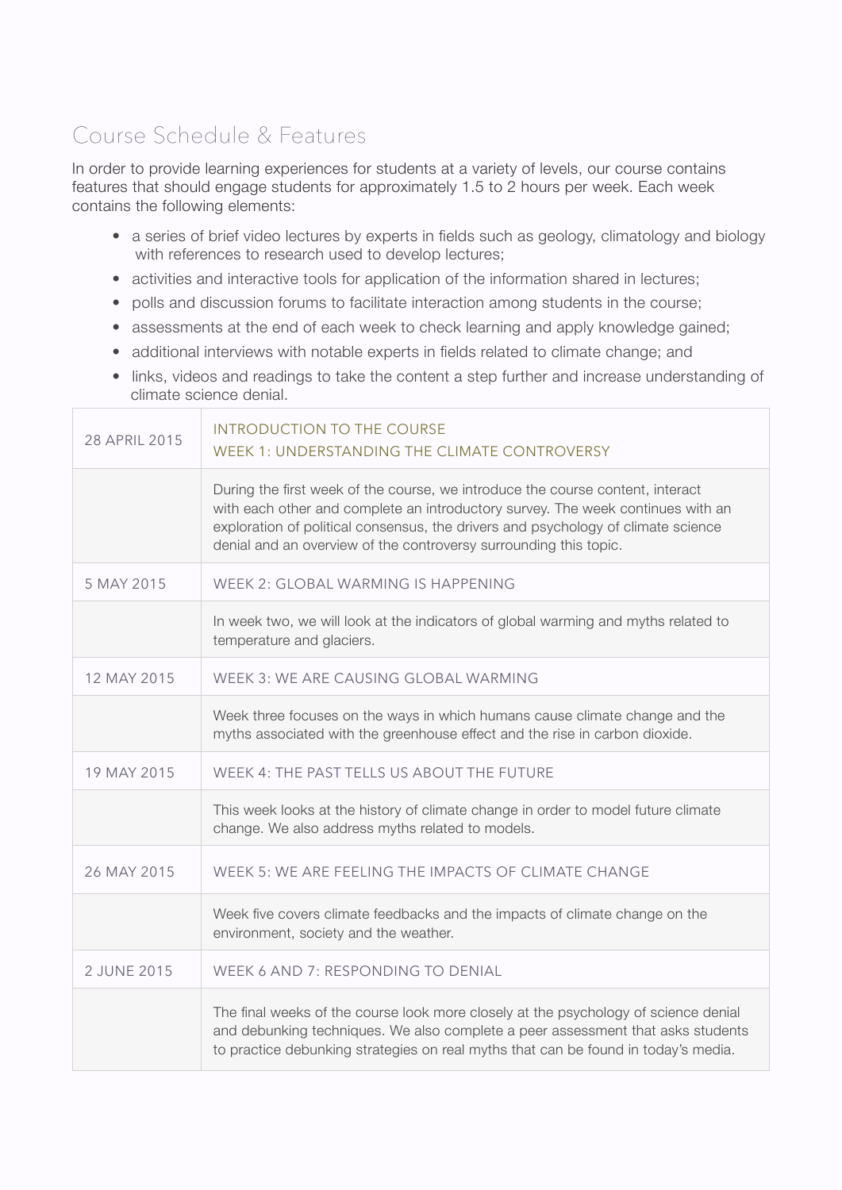## Course Schedule & Features

In order to provide learning experiences for students at a variety of levels, our course contains features that should engage students for approximately 1.5 to 2 hours per week. Each week contains the following elements:

- a series of brief video lectures by experts in fields such as geology, climatology and biology with references to research used to develop lectures;
- activities and interactive tools for application of the information shared in lectures;
- polls and discussion forums to facilitate interaction among students in the course;
- assessments at the end of each week to check learning and apply knowledge gained;
- additional interviews with notable experts in fields related to climate change; and
- links, videos and readings to take the content a step further and increase understanding of climate science denial.

| Date | Content |
| --- | --- |
| 28 APRIL 2015 | INTRODUCTION TO THE COURSE<br>WEEK 1: UNDERSTANDING THE CLIMATE CONTROVERSY |
| | During the first week of the course, we introduce the course content, interact with each other and complete an introductory survey. The week continues with an exploration of political consensus, the drivers and psychology of climate science denial and an overview of the controversy surrounding this topic. |
| 5 MAY 2015 | WEEK 2: GLOBAL WARMING IS HAPPENING |
| | In week two, we will look at the indicators of global warming and myths related to temperature and glaciers. |
| 12 MAY 2015 | WEEK 3: WE ARE CAUSING GLOBAL WARMING |
| | Week three focuses on the ways in which humans cause climate change and the myths associated with the greenhouse effect and the rise in carbon dioxide. |
| 19 MAY 2015 | WEEK 4: THE PAST TELLS US ABOUT THE FUTURE |
| | This week looks at the history of climate change in order to model future climate change. We also address myths related to models. |
| 26 MAY 2015 | WEEK 5: WE ARE FEELING THE IMPACTS OF CLIMATE CHANGE |
| | Week five covers climate feedbacks and the impacts of climate change on the environment, society and the weather. |
| 2 JUNE 2015 | WEEK 6 AND 7: RESPONDING TO DENIAL |
| | The final weeks of the course look more closely at the psychology of science denial and debunking techniques. We also complete a peer assessment that asks students to practice debunking strategies on real myths that can be found in today's media. |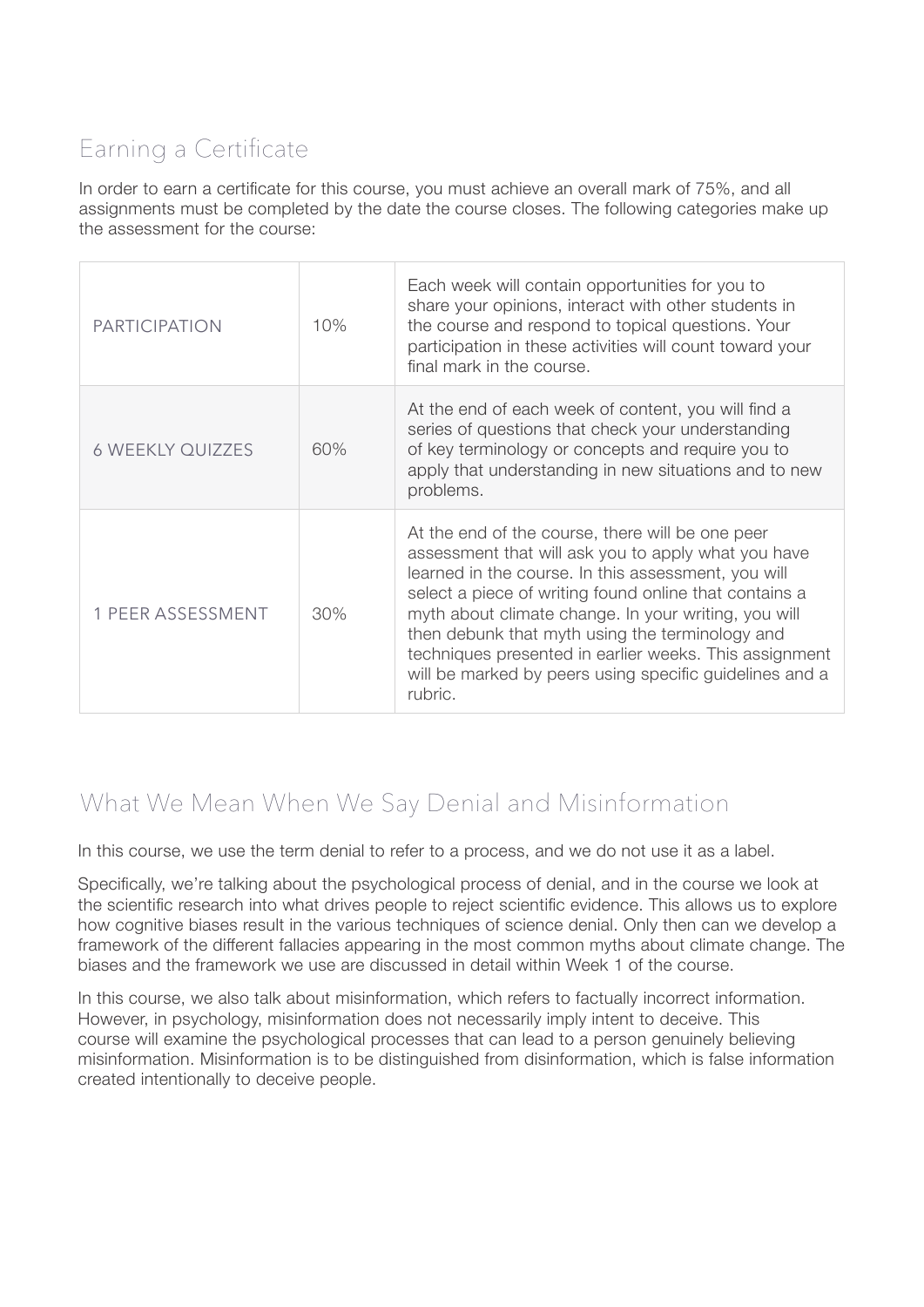## Earning a Certificate

In order to earn a certificate for this course, you must achieve an overall mark of 75%, and all assignments must be completed by the date the course closes. The following categories make up the assessment for the course:

| | | |
|---|---|---|
| PARTICIPATION | 10% | Each week will contain opportunities for you to share your opinions, interact with other students in the course and respond to topical questions. Your participation in these activities will count toward your final mark in the course. |
| 6 WEEKLY QUIZZES | 60% | At the end of each week of content, you will find a series of questions that check your understanding of key terminology or concepts and require you to apply that understanding in new situations and to new problems. |
| 1 PEER ASSESSMENT | 30% | At the end of the course, there will be one peer assessment that will ask you to apply what you have learned in the course. In this assessment, you will select a piece of writing found online that contains a myth about climate change. In your writing, you will then debunk that myth using the terminology and techniques presented in earlier weeks. This assignment will be marked by peers using specific guidelines and a rubric. |

## What We Mean When We Say Denial and Misinformation

In this course, we use the term denial to refer to a process, and we do not use it as a label.

Specifically, we're talking about the psychological process of denial, and in the course we look at the scientific research into what drives people to reject scientific evidence. This allows us to explore how cognitive biases result in the various techniques of science denial. Only then can we develop a framework of the different fallacies appearing in the most common myths about climate change. The biases and the framework we use are discussed in detail within Week 1 of the course.

In this course, we also talk about misinformation, which refers to factually incorrect information. However, in psychology, misinformation does not necessarily imply intent to deceive. This course will examine the psychological processes that can lead to a person genuinely believing misinformation. Misinformation is to be distinguished from disinformation, which is false information created intentionally to deceive people.